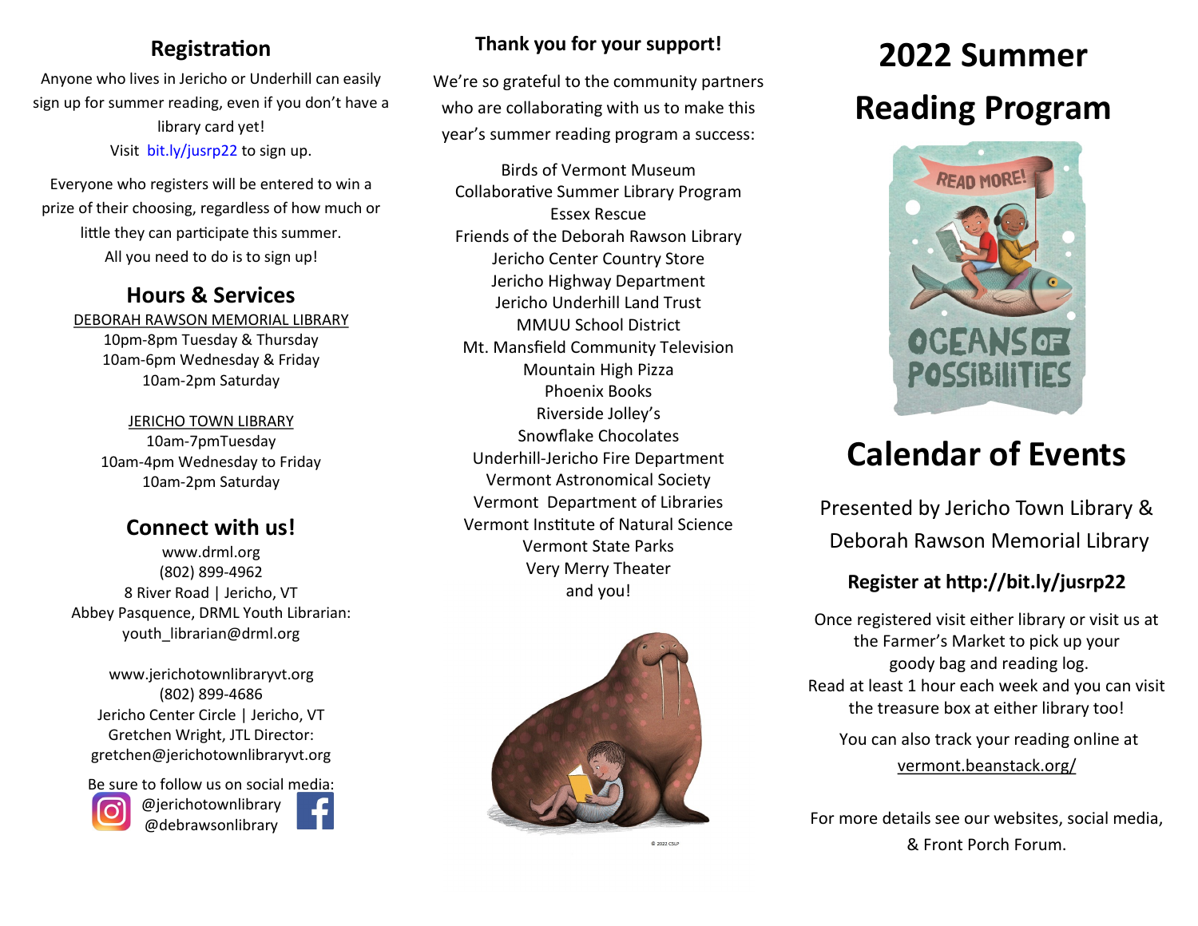## Registration

Anyone who lives in Jericho or Underhill can easily sign up for summer reading, even if you don't have a library card yet!
Visit bit.ly/jusrp22 to sign up.

Everyone who registers will be entered to win a prize of their choosing, regardless of how much or little they can participate this summer.
All you need to do is to sign up!

## Hours & Services

DEBORAH RAWSON MEMORIAL LIBRARY
10pm-8pm Tuesday & Thursday
10am-6pm Wednesday & Friday
10am-2pm Saturday

JERICHO TOWN LIBRARY
10am-7pmTuesday
10am-4pm Wednesday to Friday
10am-2pm Saturday

## Connect with us!

www.drml.org
(802) 899-4962
8 River Road | Jericho, VT
Abbey Pasquence, DRML Youth Librarian:
youth_librarian@drml.org

www.jerichotownlibraryvt.org
(802) 899-4686
Jericho Center Circle | Jericho, VT
Gretchen Wright, JTL Director:
gretchen@jerichotownlibraryvt.org

Be sure to follow us on social media:
@jerichotownlibrary
@debrawsonlibrary

## Thank you for your support!

We're so grateful to the community partners who are collaborating with us to make this year's summer reading program a success:

Birds of Vermont Museum
Collaborative Summer Library Program
Essex Rescue
Friends of the Deborah Rawson Library
Jericho Center Country Store
Jericho Highway Department
Jericho Underhill Land Trust
MMUU School District
Mt. Mansfield Community Television
Mountain High Pizza
Phoenix Books
Riverside Jolley's
Snowflake Chocolates
Underhill-Jericho Fire Department
Vermont Astronomical Society
Vermont Department of Libraries
Vermont Institute of Natural Science
Vermont State Parks
Very Merry Theater
and you!

© 2022 CSLP

# 2022 Summer Reading Program

READ MORE!
OCEANS OF POSSIBILITIES

# Calendar of Events

Presented by Jericho Town Library & Deborah Rawson Memorial Library

**Register at http://bit.ly/jusrp22**

Once registered visit either library or visit us at the Farmer's Market to pick up your goody bag and reading log.
Read at least 1 hour each week and you can visit the treasure box at either library too!

You can also track your reading online at vermont.beanstack.org/

For more details see our websites, social media, & Front Porch Forum.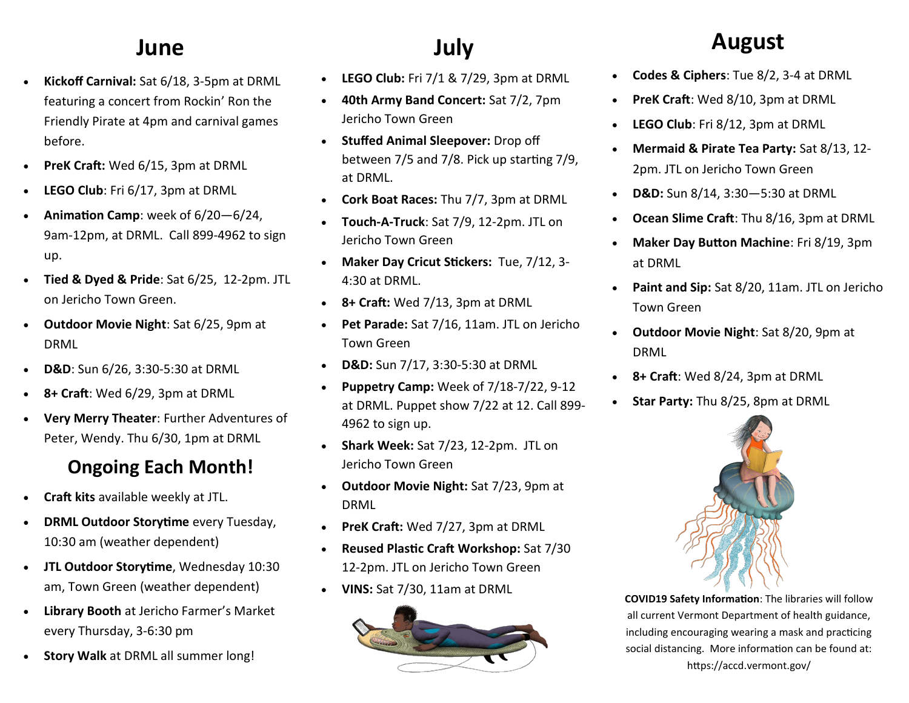## June

- **Kickoff Carnival:** Sat 6/18, 3-5pm at DRML featuring a concert from Rockin' Ron the Friendly Pirate at 4pm and carnival games before.
- **PreK Craft:** Wed 6/15, 3pm at DRML
- **LEGO Club**: Fri 6/17, 3pm at DRML
- **Animation Camp**: week of 6/20—6/24, 9am-12pm, at DRML. Call 899-4962 to sign up.
- **Tied & Dyed & Pride**: Sat 6/25, 12-2pm. JTL on Jericho Town Green.
- **Outdoor Movie Night**: Sat 6/25, 9pm at DRML
- **D&D**: Sun 6/26, 3:30-5:30 at DRML
- **8+ Craft**: Wed 6/29, 3pm at DRML
- **Very Merry Theater**: Further Adventures of Peter, Wendy. Thu 6/30, 1pm at DRML

## Ongoing Each Month!

- **Craft kits** available weekly at JTL.
- **DRML Outdoor Storytime** every Tuesday, 10:30 am (weather dependent)
- **JTL Outdoor Storytime**, Wednesday 10:30 am, Town Green (weather dependent)
- **Library Booth** at Jericho Farmer's Market every Thursday, 3-6:30 pm
- **Story Walk** at DRML all summer long!

## July

- **LEGO Club:** Fri 7/1 & 7/29, 3pm at DRML
- **40th Army Band Concert:** Sat 7/2, 7pm Jericho Town Green
- **Stuffed Animal Sleepover:** Drop off between 7/5 and 7/8. Pick up starting 7/9, at DRML.
- **Cork Boat Races:** Thu 7/7, 3pm at DRML
- **Touch-A-Truck**: Sat 7/9, 12-2pm. JTL on Jericho Town Green
- **Maker Day Cricut Stickers:** Tue, 7/12, 3-4:30 at DRML.
- **8+ Craft:** Wed 7/13, 3pm at DRML
- **Pet Parade:** Sat 7/16, 11am. JTL on Jericho Town Green
- **D&D:** Sun 7/17, 3:30-5:30 at DRML
- **Puppetry Camp:** Week of 7/18-7/22, 9-12 at DRML. Puppet show 7/22 at 12. Call 899-4962 to sign up.
- **Shark Week:** Sat 7/23, 12-2pm. JTL on Jericho Town Green
- **Outdoor Movie Night:** Sat 7/23, 9pm at DRML
- **PreK Craft:** Wed 7/27, 3pm at DRML
- **Reused Plastic Craft Workshop:** Sat 7/30 12-2pm. JTL on Jericho Town Green
- **VINS:** Sat 7/30, 11am at DRML

## August

- **Codes & Ciphers**: Tue 8/2, 3-4 at DRML
- **PreK Craft**: Wed 8/10, 3pm at DRML
- **LEGO Club**: Fri 8/12, 3pm at DRML
- **Mermaid & Pirate Tea Party:** Sat 8/13, 12-2pm. JTL on Jericho Town Green
- **D&D:** Sun 8/14, 3:30—5:30 at DRML
- **Ocean Slime Craft**: Thu 8/16, 3pm at DRML
- **Maker Day Button Machine**: Fri 8/19, 3pm at DRML
- **Paint and Sip:** Sat 8/20, 11am. JTL on Jericho Town Green
- **Outdoor Movie Night**: Sat 8/20, 9pm at DRML
- **8+ Craft**: Wed 8/24, 3pm at DRML
- **Star Party:** Thu 8/25, 8pm at DRML

**COVID19 Safety Information**: The libraries will follow all current Vermont Department of health guidance, including encouraging wearing a mask and practicing social distancing. More information can be found at: https://accd.vermont.gov/